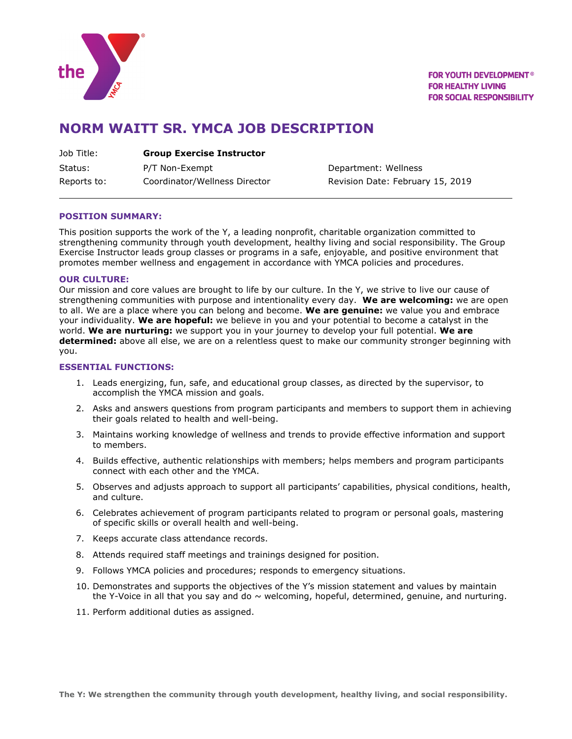FOR YOUTH DEVELOPMENT®
FOR HEALTHY LIVING
FOR SOCIAL RESPONSIBILITY

# NORM WAITT SR. YMCA JOB DESCRIPTION

| | | |
|---|---|---|
| Job Title: | **Group Exercise Instructor** | |
| Status: | P/T Non-Exempt | Department: Wellness |
| Reports to: | Coordinator/Wellness Director | Revision Date: February 15, 2019 |

---

### POSITION SUMMARY:

This position supports the work of the Y, a leading nonprofit, charitable organization committed to strengthening community through youth development, healthy living and social responsibility. The Group Exercise Instructor leads group classes or programs in a safe, enjoyable, and positive environment that promotes member wellness and engagement in accordance with YMCA policies and procedures.

### OUR CULTURE:

Our mission and core values are brought to life by our culture. In the Y, we strive to live our cause of strengthening communities with purpose and intentionality every day. **We are welcoming:** we are open to all. We are a place where you can belong and become. **We are genuine:** we value you and embrace your individuality. **We are hopeful:** we believe in you and your potential to become a catalyst in the world. **We are nurturing:** we support you in your journey to develop your full potential. **We are determined:** above all else, we are on a relentless quest to make our community stronger beginning with you.

### ESSENTIAL FUNCTIONS:

1. Leads energizing, fun, safe, and educational group classes, as directed by the supervisor, to accomplish the YMCA mission and goals.
2. Asks and answers questions from program participants and members to support them in achieving their goals related to health and well-being.
3. Maintains working knowledge of wellness and trends to provide effective information and support to members.
4. Builds effective, authentic relationships with members; helps members and program participants connect with each other and the YMCA.
5. Observes and adjusts approach to support all participants' capabilities, physical conditions, health, and culture.
6. Celebrates achievement of program participants related to program or personal goals, mastering of specific skills or overall health and well-being.
7. Keeps accurate class attendance records.
8. Attends required staff meetings and trainings designed for position.
9. Follows YMCA policies and procedures; responds to emergency situations.
10. Demonstrates and supports the objectives of the Y's mission statement and values by maintain the Y-Voice in all that you say and do ~ welcoming, hopeful, determined, genuine, and nurturing.
11. Perform additional duties as assigned.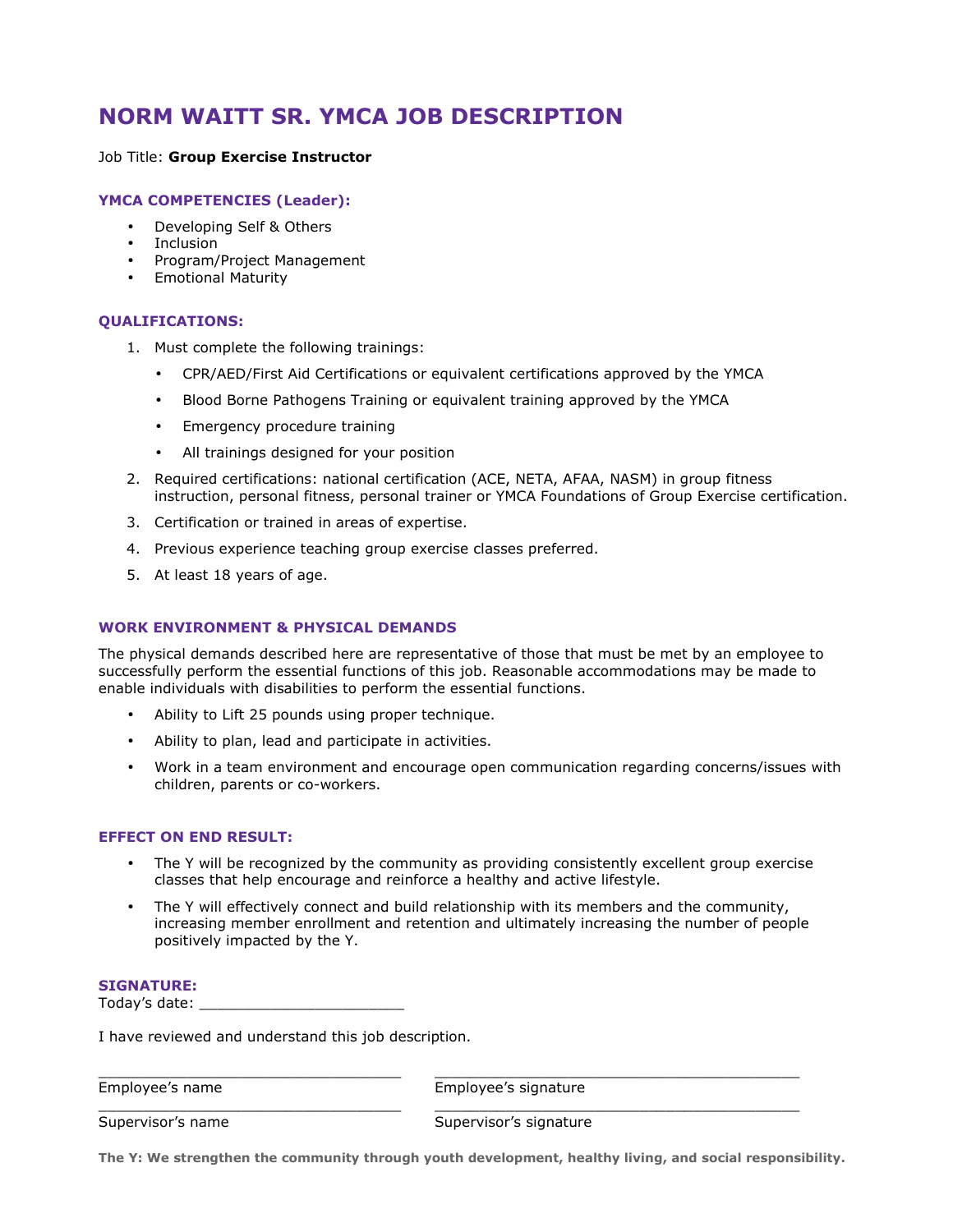# NORM WAITT SR. YMCA JOB DESCRIPTION

Job Title: **Group Exercise Instructor**

### YMCA COMPETENCIES (Leader):

- Developing Self & Others
- Inclusion
- Program/Project Management
- Emotional Maturity

### QUALIFICATIONS:

1. Must complete the following trainings:
   - CPR/AED/First Aid Certifications or equivalent certifications approved by the YMCA
   - Blood Borne Pathogens Training or equivalent training approved by the YMCA
   - Emergency procedure training
   - All trainings designed for your position
2. Required certifications: national certification (ACE, NETA, AFAA, NASM) in group fitness instruction, personal fitness, personal trainer or YMCA Foundations of Group Exercise certification.
3. Certification or trained in areas of expertise.
4. Previous experience teaching group exercise classes preferred.
5. At least 18 years of age.

### WORK ENVIRONMENT & PHYSICAL DEMANDS

The physical demands described here are representative of those that must be met by an employee to successfully perform the essential functions of this job. Reasonable accommodations may be made to enable individuals with disabilities to perform the essential functions.

- Ability to Lift 25 pounds using proper technique.
- Ability to plan, lead and participate in activities.
- Work in a team environment and encourage open communication regarding concerns/issues with children, parents or co-workers.

### EFFECT ON END RESULT:

- The Y will be recognized by the community as providing consistently excellent group exercise classes that help encourage and reinforce a healthy and active lifestyle.
- The Y will effectively connect and build relationship with its members and the community, increasing member enrollment and retention and ultimately increasing the number of people positively impacted by the Y.

### SIGNATURE:

Today's date: _______________________

I have reviewed and understand this job description.

| | |
|---|---|
| ___________________________________ | ___________________________________________ |
| Employee's name | Employee's signature |
| ___________________________________ | ___________________________________________ |
| Supervisor's name | Supervisor's signature |

**The Y: We strengthen the community through youth development, healthy living, and social responsibility.**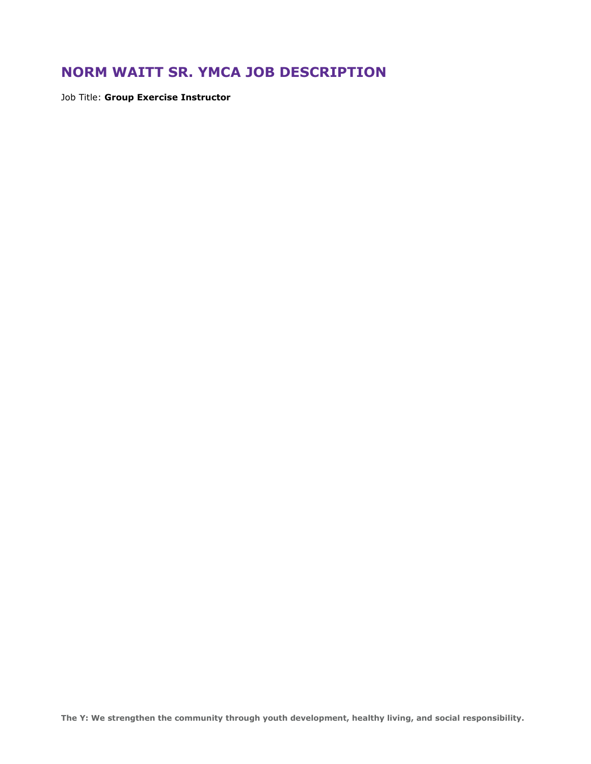# NORM WAITT SR. YMCA JOB DESCRIPTION

Job Title: **Group Exercise Instructor**